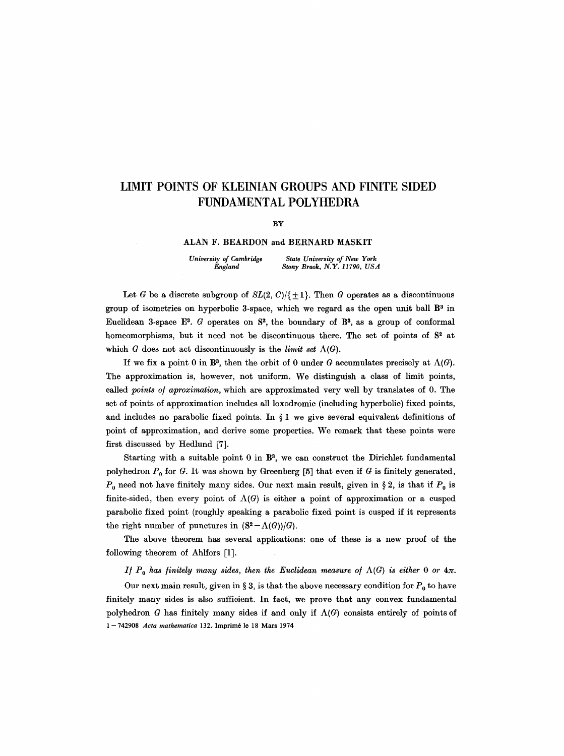# LIMIT POINTS OF KLEINIAN GROUPS AND FINITE SIDED FUNDAMENTAL POLYHEDRA

BY

ALAN F. BEARDON and BERNARD MASKIT

*University of Cambridge*
*England*

*State University of New York*
*Stony Brook, N.Y. 11790, USA*

Let $G$ be a discrete subgroup of $SL(2, C)/\{\pm 1\}$. Then $G$ operates as a discontinuous group of isometries on hyperbolic 3-space, which we regard as the open unit ball $\mathbf{B}^3$ in Euclidean 3-space $\mathbf{E}^3$. $G$ operates on $\mathbf{S}^2$, the boundary of $\mathbf{B}^3$, as a group of conformal homeomorphisms, but it need not be discontinuous there. The set of points of $\mathbf{S}^2$ at which $G$ does not act discontinuously is the *limit set* $\Lambda(G)$.

If we fix a point 0 in $\mathbf{B}^3$, then the orbit of 0 under $G$ accumulates precisely at $\Lambda(G)$. The approximation is, however, not uniform. We distinguish a class of limit points, called *points of aproximation*, which are approximated very well by translates of 0. The set of points of approximation includes all loxodromic (including hyperbolic) fixed points, and includes no parabolic fixed points. In § 1 we give several equivalent definitions of point of approximation, and derive some properties. We remark that these points were first discussed by Hedlund [7].

Starting with a suitable point 0 in $\mathbf{B}^3$, we can construct the Dirichlet fundamental polyhedron $P_0$ for $G$. It was shown by Greenberg [5] that even if $G$ is finitely generated, $P_0$ need not have finitely many sides. Our next main result, given in § 2, is that if $P_0$ is finite-sided, then every point of $\Lambda(G)$ is either a point of approximation or a cusped parabolic fixed point (roughly speaking a parabolic fixed point is cusped if it represents the right number of punctures in $(\mathbf{S}^2 - \Lambda(G))/G$).

The above theorem has several applications: one of these is a new proof of the following theorem of Ahlfors [1].

*If $P_0$ has finitely many sides, then the Euclidean measure of $\Lambda(G)$ is either 0 or $4\pi$.*

Our next main result, given in § 3, is that the above necessary condition for $P_0$ to have finitely many sides is also sufficient. In fact, we prove that any convex fundamental polyhedron $G$ has finitely many sides if and only if $\Lambda(G)$ consists entirely of points of

1 – 742908 *Acta mathematica* 132. Imprimé le 18 Mars 1974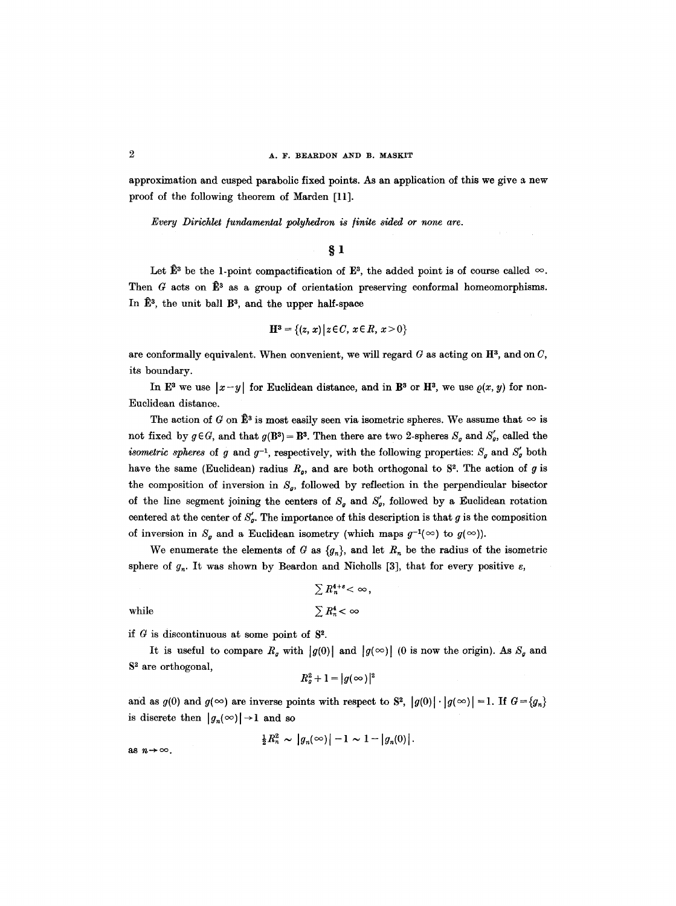approximation and cusped parabolic fixed points. As an application of this we give a new proof of the following theorem of Marden [11].

*Every Dirichlet fundamental polyhedron is finite sided or none are.*

## § 1

Let $\hat{\mathbf{E}}^3$ be the 1-point compactification of $\mathbf{E}^3$, the added point is of course called $\infty$. Then $G$ acts on $\hat{\mathbf{E}}^3$ as a group of orientation preserving conformal homeomorphisms. In $\hat{\mathbf{E}}^3$, the unit ball $\mathbf{B}^3$, and the upper half-space

$$\mathbf{H}^3 = \{(z, x) \mid z \in C,\ x \in R,\ x > 0\}$$

are conformally equivalent. When convenient, we will regard $G$ as acting on $\mathbf{H}^3$, and on $C$, its boundary.

In $\mathbf{E}^3$ we use $|x-y|$ for Euclidean distance, and in $\mathbf{B}^3$ or $\mathbf{H}^3$, we use $\varrho(x, y)$ for non-Euclidean distance.

The action of $G$ on $\hat{\mathbf{E}}^3$ is most easily seen via isometric spheres. We assume that $\infty$ is not fixed by $g \in G$, and that $g(\mathbf{B}^3) = \mathbf{B}^3$. Then there are two 2-spheres $S_g$ and $S_g'$, called the *isometric spheres* of $g$ and $g^{-1}$, respectively, with the following properties: $S_g$ and $S_g'$ both have the same (Euclidean) radius $R_g$, and are both orthogonal to $\mathbf{S}^2$. The action of $g$ is the composition of inversion in $S_g$, followed by reflection in the perpendicular bisector of the line segment joining the centers of $S_g$ and $S_g'$, followed by a Euclidean rotation centered at the center of $S_g'$. The importance of this description is that $g$ is the composition of inversion in $S_g$ and a Euclidean isometry (which maps $g^{-1}(\infty)$ to $g(\infty)$).

We enumerate the elements of $G$ as $\{g_n\}$, and let $R_n$ be the radius of the isometric sphere of $g_n$. It was shown by Beardon and Nicholls [3], that for every positive $\varepsilon$,

$$\sum R_n^{4+\varepsilon} < \infty,$$

while

$$\sum R_n^4 < \infty$$

if $G$ is discontinuous at some point of $\mathbf{S}^2$.

It is useful to compare $R_g$ with $|g(0)|$ and $|g(\infty)|$ (0 is now the origin). As $S_g$ and $\mathbf{S}^2$ are orthogonal,

$$R_g^2 + 1 = |g(\infty)|^2$$

and as $g(0)$ and $g(\infty)$ are inverse points with respect to $\mathbf{S}^2$, $|g(0)| \cdot |g(\infty)| = 1$. If $G = \{g_n\}$ is discrete then $|g_n(\infty)| \to 1$ and so

$$\tfrac{1}{2} R_n^2 \sim |g_n(\infty)| - 1 \sim 1 - |g_n(0)|.$$

as $n \to \infty$.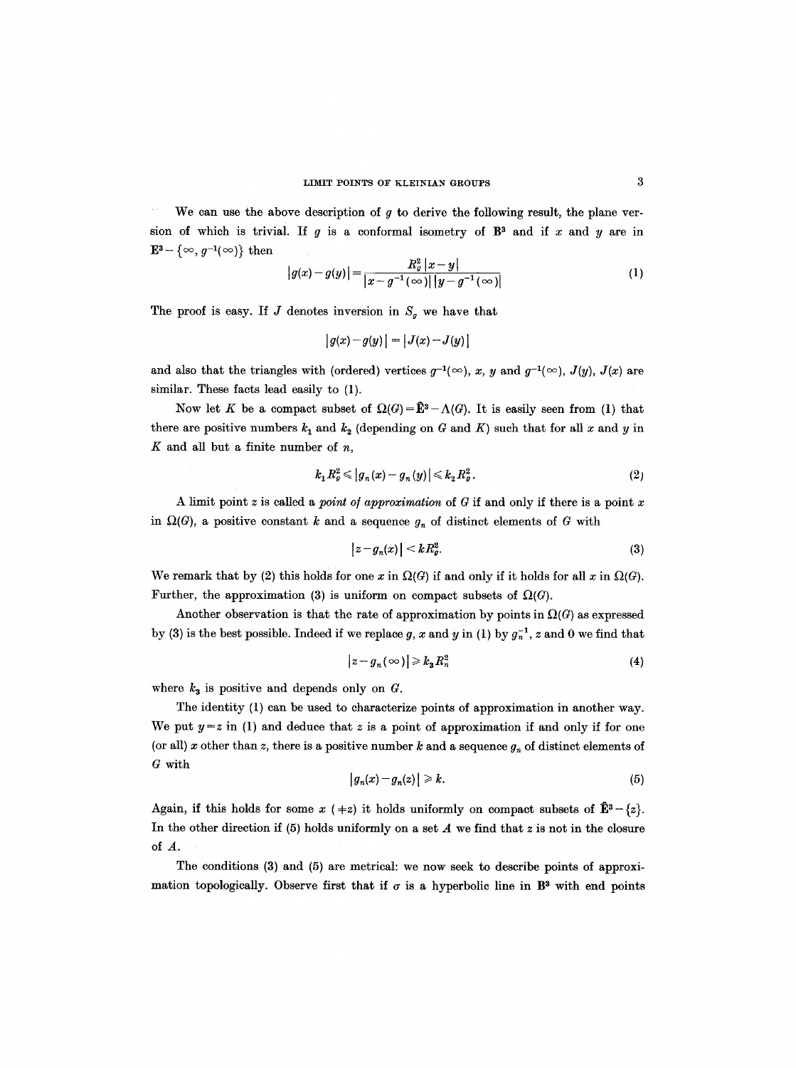We can use the above description of $g$ to derive the following result, the plane version of which is trivial. If $g$ is a conformal isometry of $\mathbf{B}^3$ and if $x$ and $y$ are in $\mathbf{E}^3 - \{\infty, g^{-1}(\infty)\}$ then

$$|g(x) - g(y)| = \frac{R_g^2 |x-y|}{|x - g^{-1}(\infty)|\,|y - g^{-1}(\infty)|} \tag{1}$$

The proof is easy. If $J$ denotes inversion in $S_g$ we have that

$$|g(x) - g(y)| = |J(x) - J(y)|$$

and also that the triangles with (ordered) vertices $g^{-1}(\infty)$, $x$, $y$ and $g^{-1}(\infty)$, $J(y)$, $J(x)$ are similar. These facts lead easily to (1).

Now let $K$ be a compact subset of $\Omega(G) = \hat{\mathbf{E}}^3 - \Lambda(G)$. It is easily seen from (1) that there are positive numbers $k_1$ and $k_2$ (depending on $G$ and $K$) such that for all $x$ and $y$ in $K$ and all but a finite number of $n$,

$$k_1 R_g^2 \leqslant |g_n(x) - g_n(y)| \leqslant k_2 R_g^2. \tag{2}$$

A limit point $z$ is called a *point of approximation* of $G$ if and only if there is a point $x$ in $\Omega(G)$, a positive constant $k$ and a sequence $g_n$ of distinct elements of $G$ with

$$|z - g_n(x)| < k R_g^2. \tag{3}$$

We remark that by (2) this holds for one $x$ in $\Omega(G)$ if and only if it holds for all $x$ in $\Omega(G)$. Further, the approximation (3) is uniform on compact subsets of $\Omega(G)$.

Another observation is that the rate of approximation by points in $\Omega(G)$ as expressed by (3) is the best possible. Indeed if we replace $g$, $x$ and $y$ in (1) by $g_n^{-1}$, $z$ and $0$ we find that

$$|z - g_n(\infty)| \geqslant k_3 R_n^2 \tag{4}$$

where $k_3$ is positive and depends only on $G$.

The identity (1) can be used to characterize points of approximation in another way. We put $y = z$ in (1) and deduce that $z$ is a point of approximation if and only if for one (or all) $x$ other than $z$, there is a positive number $k$ and a sequence $g_n$ of distinct elements of $G$ with

$$|g_n(x) - g_n(z)| \geqslant k. \tag{5}$$

Again, if this holds for some $x$ ($\neq z$) it holds uniformly on compact subsets of $\hat{\mathbf{E}}^3 - \{z\}$. In the other direction if (5) holds uniformly on a set $A$ we find that $z$ is not in the closure of $A$.

The conditions (3) and (5) are metrical: we now seek to describe points of approximation topologically. Observe first that if $\sigma$ is a hyperbolic line in $\mathbf{B}^3$ with end points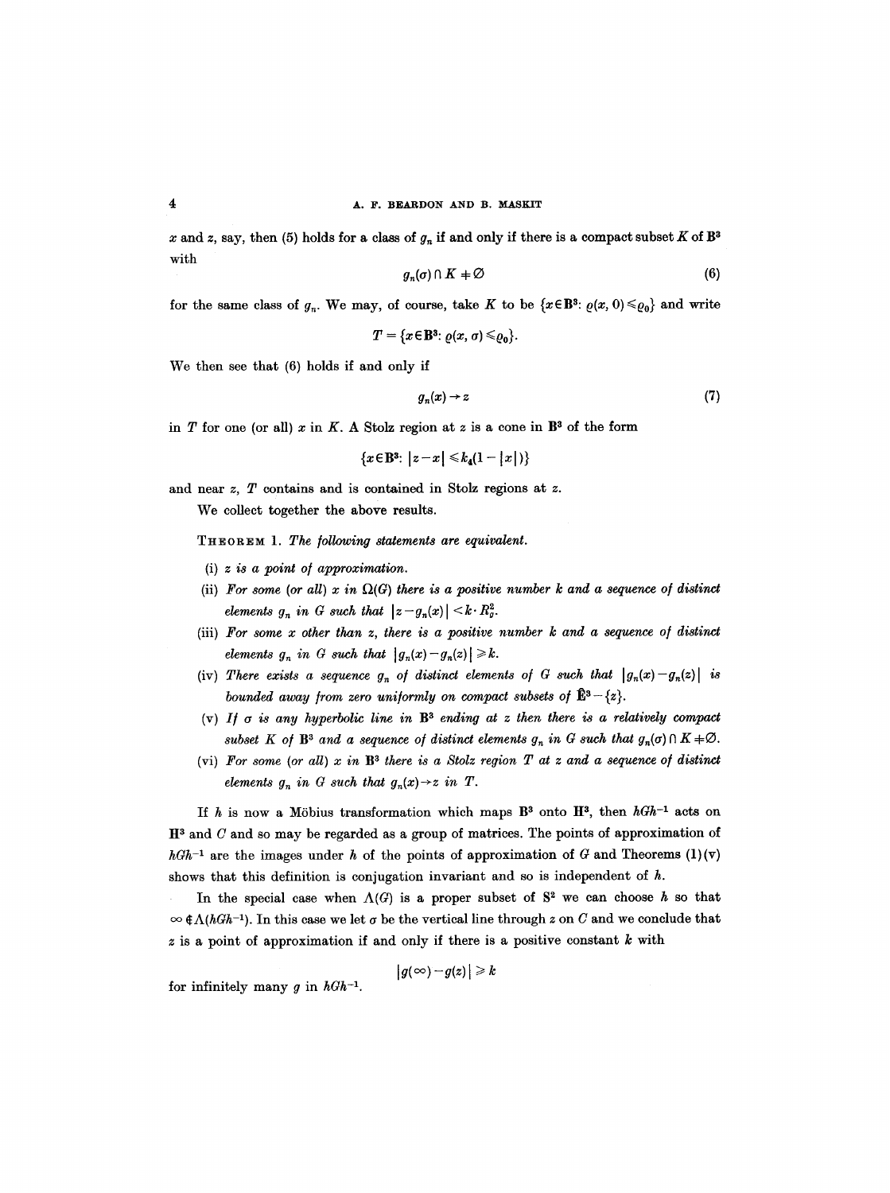$x$ and $z$, say, then (5) holds for a class of $g_n$ if and only if there is a compact subset $K$ of $\mathbf{B}^3$ with

$$g_n(\sigma) \cap K \neq \varnothing \tag{6}$$

for the same class of $g_n$. We may, of course, take $K$ to be $\{x \in \mathbf{B}^3 \colon \varrho(x, 0) \leqslant \varrho_0\}$ and write

$$T = \{x \in \mathbf{B}^3 \colon \varrho(x, \sigma) \leqslant \varrho_0\}.$$

We then see that (6) holds if and only if

$$g_n(x) \to z \tag{7}$$

in $T$ for one (or all) $x$ in $K$. A Stolz region at $z$ is a cone in $\mathbf{B}^3$ of the form

$$\{x \in \mathbf{B}^3 \colon |z - x| \leqslant k_4(1 - |x|)\}$$

and near $z$, $T$ contains and is contained in Stolz regions at $z$.

We collect together the above results.

THEOREM 1. *The following statements are equivalent.*

(i) *$z$ is a point of approximation.*

(ii) *For some (or all) $x$ in $\Omega(G)$ there is a positive number $k$ and a sequence of distinct elements $g_n$ in $G$ such that $|z - g_n(x)| < k \cdot R_g^2$.*

(iii) *For some $x$ other than $z$, there is a positive number $k$ and a sequence of distinct elements $g_n$ in $G$ such that $|g_n(x) - g_n(z)| \geqslant k$.*

(iv) *There exists a sequence $g_n$ of distinct elements of $G$ such that $|g_n(x) - g_n(z)|$ is bounded away from zero uniformly on compact subsets of $\hat{\mathbf{E}}^3 - \{z\}$.*

(v) *If $\sigma$ is any hyperbolic line in $\mathbf{B}^3$ ending at $z$ then there is a relatively compact subset $K$ of $\mathbf{B}^3$ and a sequence of distinct elements $g_n$ in $G$ such that $g_n(\sigma) \cap K \neq \varnothing$.*

(vi) *For some (or all) $x$ in $\mathbf{B}^3$ there is a Stolz region $T$ at $z$ and a sequence of distinct elements $g_n$ in $G$ such that $g_n(x) \to z$ in $T$.*

If $h$ is now a Möbius transformation which maps $\mathbf{B}^3$ onto $\mathbf{H}^3$, then $hGh^{-1}$ acts on $\mathbf{H}^3$ and $C$ and so may be regarded as a group of matrices. The points of approximation of $hGh^{-1}$ are the images under $h$ of the points of approximation of $G$ and Theorems (1)(v) shows that this definition is conjugation invariant and so is independent of $h$.

In the special case when $\Lambda(G)$ is a proper subset of $\mathbf{S}^2$ we can choose $h$ so that $\infty \notin \Lambda(hGh^{-1})$. In this case we let $\sigma$ be the vertical line through $z$ on $C$ and we conclude that $z$ is a point of approximation if and only if there is a positive constant $k$ with

$$|g(\infty) - g(z)| \geqslant k$$

for infinitely many $g$ in $hGh^{-1}$.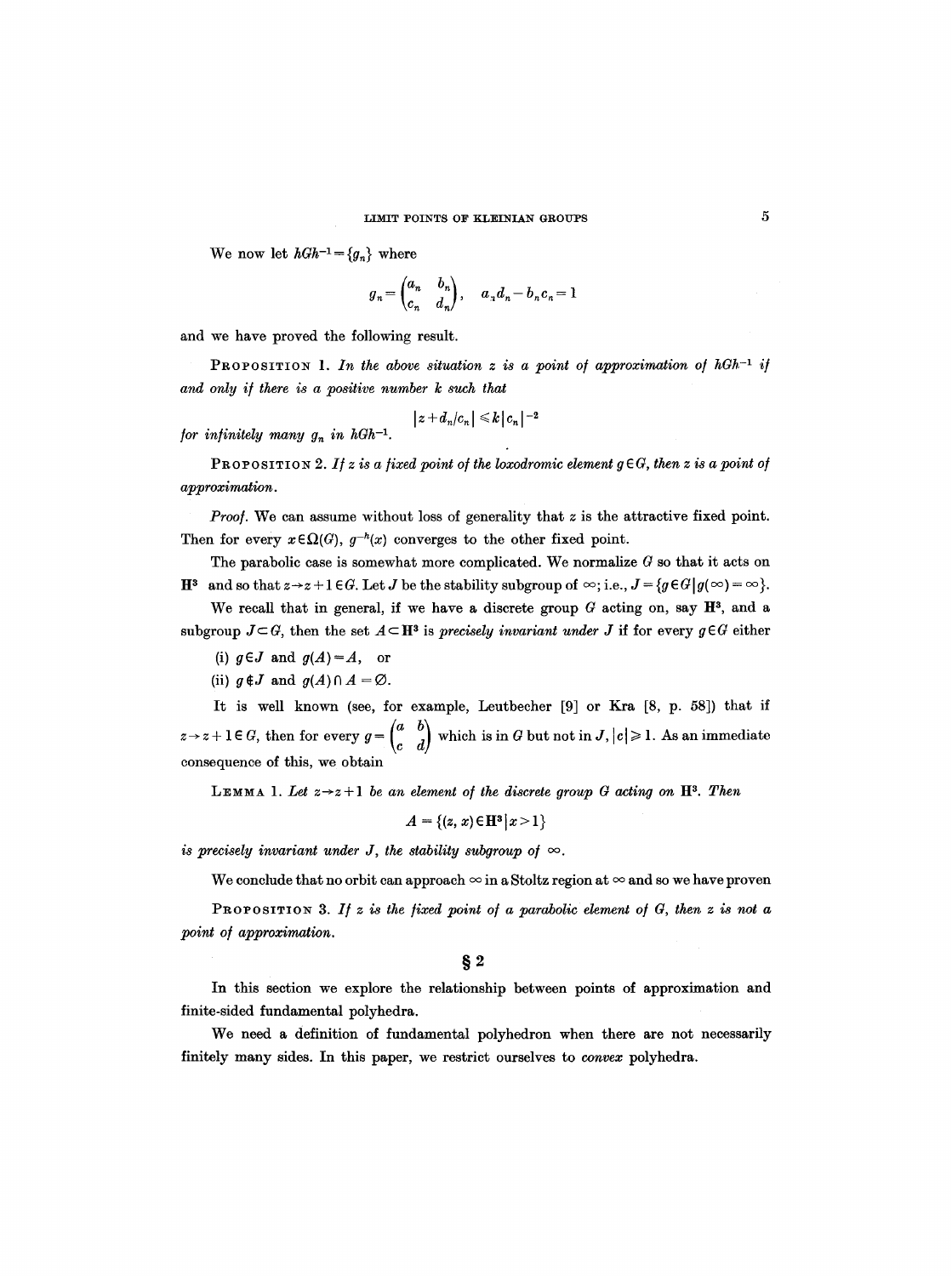We now let $hGh^{-1} = \{g_n\}$ where

$$g_n = \begin{pmatrix} a_n & b_n \\ c_n & d_n \end{pmatrix}, \quad a_n d_n - b_n c_n = 1$$

and we have proved the following result.

PROPOSITION 1. *In the above situation $z$ is a point of approximation of $hGh^{-1}$ if and only if there is a positive number $k$ such that*

$$|z + d_n/c_n| \leqslant k|c_n|^{-2}$$

*for infinitely many $g_n$ in $hGh^{-1}$.*

PROPOSITION 2. *If $z$ is a fixed point of the loxodromic element $g \in G$, then $z$ is a point of approximation.*

*Proof.* We can assume without loss of generality that $z$ is the attractive fixed point. Then for every $x \in \Omega(G)$, $g^{-h}(x)$ converges to the other fixed point.

The parabolic case is somewhat more complicated. We normalize $G$ so that it acts on $\mathbf{H}^3$ and so that $z \to z+1 \in G$. Let $J$ be the stability subgroup of $\infty$; i.e., $J = \{g \in G \mid g(\infty) = \infty\}$.

We recall that in general, if we have a discrete group $G$ acting on, say $\mathbf{H}^3$, and a subgroup $J \subset G$, then the set $A \subset \mathbf{H}^3$ is *precisely invariant under* $J$ if for every $g \in G$ either

(i) $g \in J$ and $g(A) = A$, or

(ii) $g \notin J$ and $g(A) \cap A = \emptyset$.

It is well known (see, for example, Leutbecher [9] or Kra [8, p. 58]) that if $z \to z+1 \in G$, then for every $g = \begin{pmatrix} a & b \\ c & d \end{pmatrix}$ which is in $G$ but not in $J$, $|c| \geqslant 1$. As an immediate consequence of this, we obtain

LEMMA 1. *Let $z \to z+1$ be an element of the discrete group $G$ acting on $\mathbf{H}^3$. Then*

$$A = \{(z, x) \in \mathbf{H}^3 \mid x > 1\}$$

*is precisely invariant under $J$, the stability subgroup of $\infty$.*

We conclude that no orbit can approach $\infty$ in a Stoltz region at $\infty$ and so we have proven

PROPOSITION 3. *If $z$ is the fixed point of a parabolic element of $G$, then $z$ is not a point of approximation.*

## § 2

In this section we explore the relationship between points of approximation and finite-sided fundamental polyhedra.

We need a definition of fundamental polyhedron when there are not necessarily finitely many sides. In this paper, we restrict ourselves to *convex* polyhedra.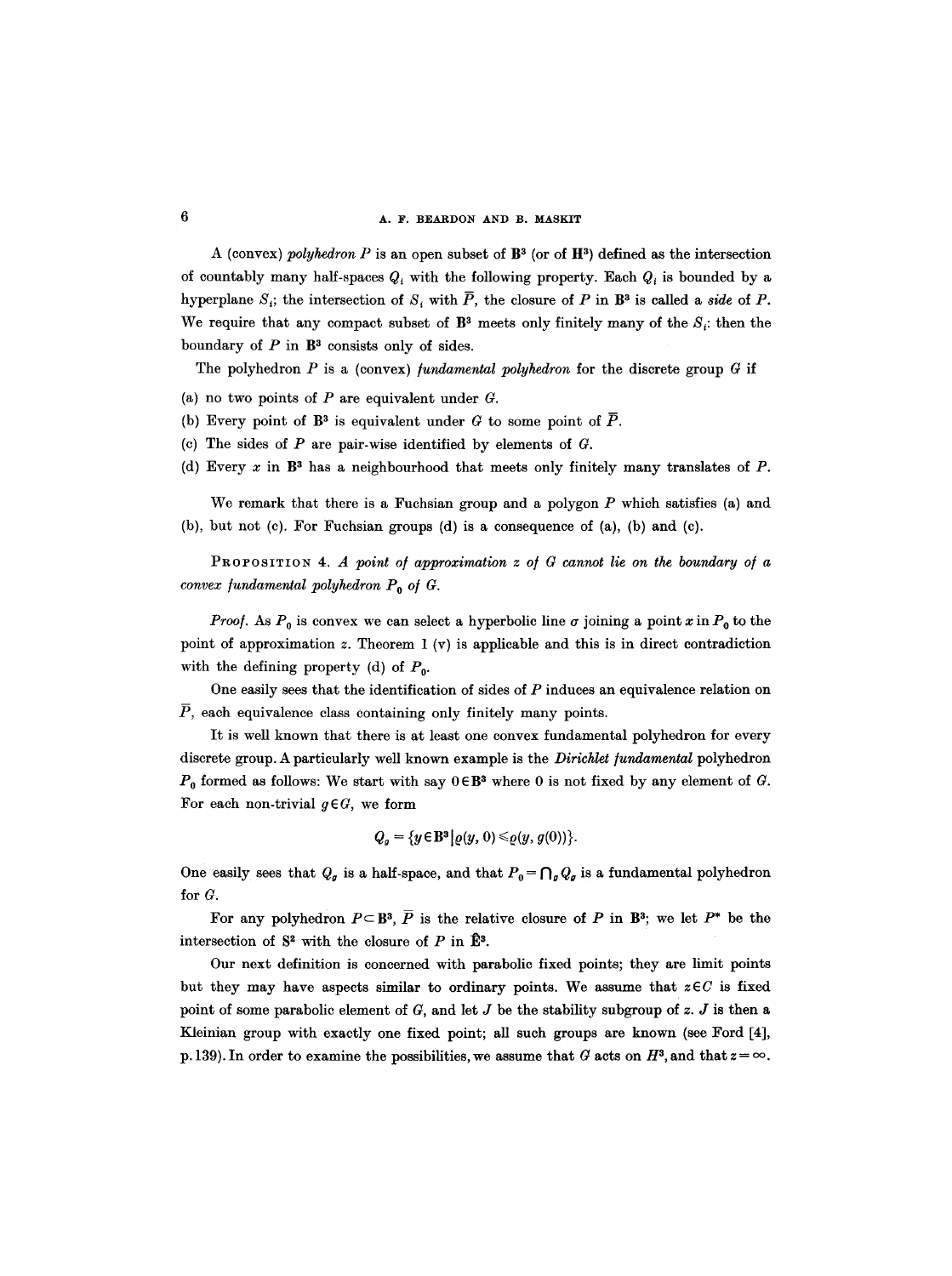A (convex) *polyhedron* $P$ is an open subset of $\mathbf{B}^3$ (or of $\mathbf{H}^3$) defined as the intersection of countably many half-spaces $Q_i$ with the following property. Each $Q_i$ is bounded by a hyperplane $S_i$; the intersection of $S_i$ with $\bar{P}$, the closure of $P$ in $\mathbf{B}^3$ is called a *side* of $P$. We require that any compact subset of $\mathbf{B}^3$ meets only finitely many of the $S_i$: then the boundary of $P$ in $\mathbf{B}^3$ consists only of sides.

The polyhedron $P$ is a (convex) *fundamental polyhedron* for the discrete group $G$ if

(a) no two points of $P$ are equivalent under $G$.

(b) Every point of $\mathbf{B}^3$ is equivalent under $G$ to some point of $\bar{P}$.

(c) The sides of $P$ are pair-wise identified by elements of $G$.

(d) Every $x$ in $\mathbf{B}^3$ has a neighbourhood that meets only finitely many translates of $P$.

We remark that there is a Fuchsian group and a polygon $P$ which satisfies (a) and (b), but not (c). For Fuchsian groups (d) is a consequence of (a), (b) and (c).

PROPOSITION 4. *A point of approximation $z$ of $G$ cannot lie on the boundary of a convex fundamental polyhedron $P_0$ of $G$.*

*Proof.* As $P_0$ is convex we can select a hyperbolic line $\sigma$ joining a point $x$ in $P_0$ to the point of approximation $z$. Theorem 1 (v) is applicable and this is in direct contradiction with the defining property (d) of $P_0$.

One easily sees that the identification of sides of $P$ induces an equivalence relation on $\bar{P}$, each equivalence class containing only finitely many points.

It is well known that there is at least one convex fundamental polyhedron for every discrete group. A particularly well known example is the *Dirichlet fundamental* polyhedron $P_0$ formed as follows: We start with say $0 \in \mathbf{B}^3$ where $0$ is not fixed by any element of $G$. For each non-trivial $g \in G$, we form

$$Q_g = \{y \in \mathbf{B}^3 \,|\, \varrho(y, 0) \leqslant \varrho(y, g(0))\}.$$

One easily sees that $Q_g$ is a half-space, and that $P_0 = \bigcap_g Q_g$ is a fundamental polyhedron for $G$.

For any polyhedron $P \subset \mathbf{B}^3$, $\bar{P}$ is the relative closure of $P$ in $\mathbf{B}^3$; we let $P^*$ be the intersection of $\mathbf{S}^2$ with the closure of $P$ in $\hat{\mathbf{E}}^3$.

Our next definition is concerned with parabolic fixed points; they are limit points but they may have aspects similar to ordinary points. We assume that $z \in C$ is fixed point of some parabolic element of $G$, and let $J$ be the stability subgroup of $z$. $J$ is then a Kleinian group with exactly one fixed point; all such groups are known (see Ford [4], p. 139). In order to examine the possibilities, we assume that $G$ acts on $H^3$, and that $z = \infty$.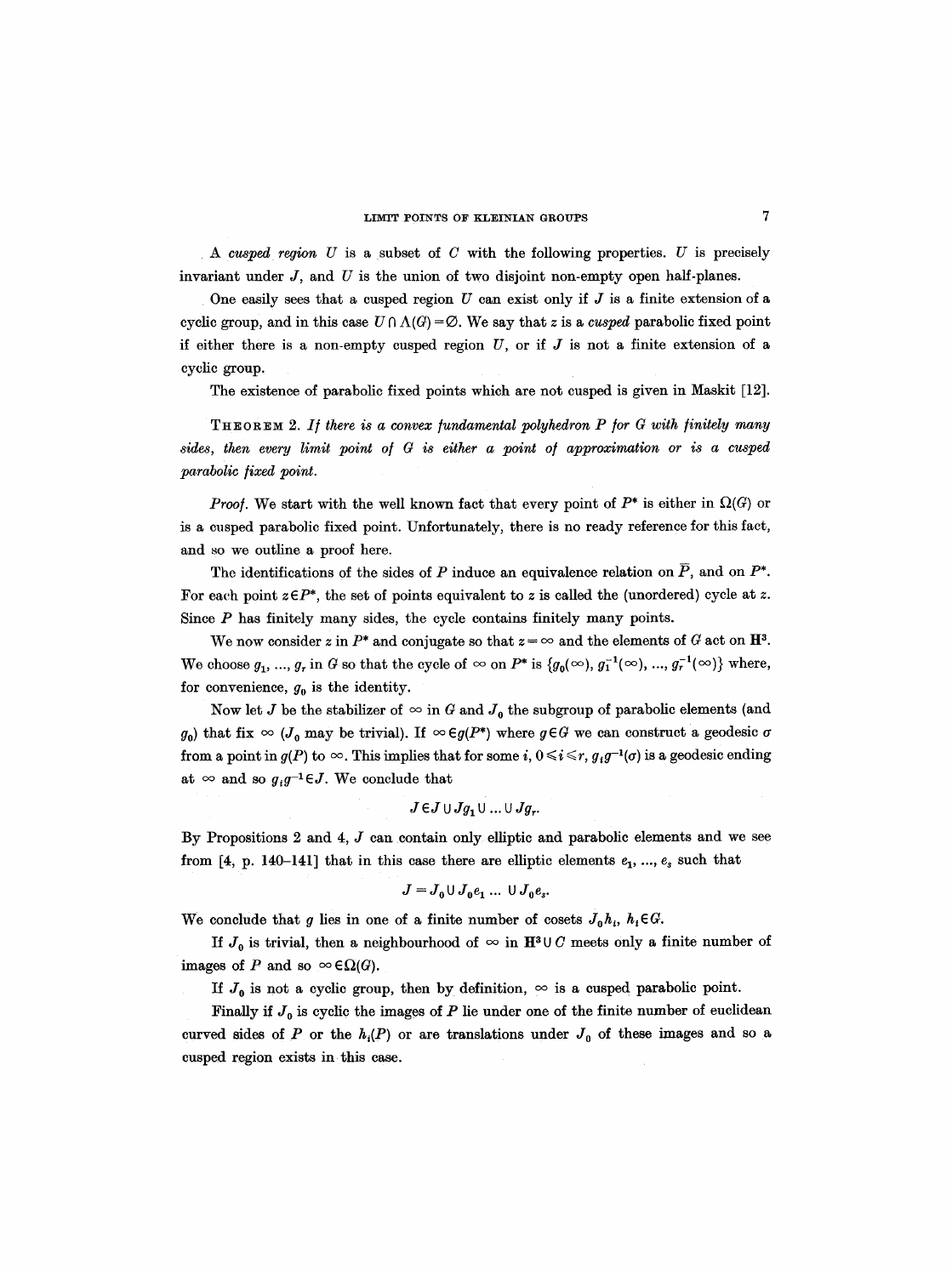A *cusped region* $U$ is a subset of $C$ with the following properties. $U$ is precisely invariant under $J$, and $U$ is the union of two disjoint non-empty open half-planes.

One easily sees that a cusped region $U$ can exist only if $J$ is a finite extension of a cyclic group, and in this case $U \cap \Lambda(G) = \emptyset$. We say that $z$ is a *cusped* parabolic fixed point if either there is a non-empty cusped region $U$, or if $J$ is not a finite extension of a cyclic group.

The existence of parabolic fixed points which are not cusped is given in Maskit [12].

THEOREM 2. *If there is a convex fundamental polyhedron $P$ for $G$ with finitely many sides, then every limit point of $G$ is either a point of approximation or is a cusped parabolic fixed point.*

*Proof.* We start with the well known fact that every point of $P^*$ is either in $\Omega(G)$ or is a cusped parabolic fixed point. Unfortunately, there is no ready reference for this fact, and so we outline a proof here.

The identifications of the sides of $P$ induce an equivalence relation on $\bar{P}$, and on $P^*$. For each point $z \in P^*$, the set of points equivalent to $z$ is called the (unordered) cycle at $z$. Since $P$ has finitely many sides, the cycle contains finitely many points.

We now consider $z$ in $P^*$ and conjugate so that $z = \infty$ and the elements of $G$ act on $\mathbf{H}^3$. We choose $g_1, ..., g_r$ in $G$ so that the cycle of $\infty$ on $P^*$ is $\{g_0(\infty), g_1^{-1}(\infty), ..., g_r^{-1}(\infty)\}$ where, for convenience, $g_0$ is the identity.

Now let $J$ be the stabilizer of $\infty$ in $G$ and $J_0$ the subgroup of parabolic elements (and $g_0$) that fix $\infty$ ($J_0$ may be trivial). If $\infty \in g(P^*)$ where $g \in G$ we can construct a geodesic $\sigma$ from a point in $g(P)$ to $\infty$. This implies that for some $i$, $0 \leqslant i \leqslant r$, $g_i g^{-1}(\sigma)$ is a geodesic ending at $\infty$ and so $g_i g^{-1} \in J$. We conclude that

$$J \in J \cup Jg_1 \cup ... \cup Jg_r.$$

By Propositions 2 and 4, $J$ can contain only elliptic and parabolic elements and we see from [4, p. 140–141] that in this case there are elliptic elements $e_1, ..., e_s$ such that

$$J = J_0 \cup J_0 e_1 ... \cup J_0 e_s.$$

We conclude that $g$ lies in one of a finite number of cosets $J_0 h_i$, $h_i \in G$.

If $J_0$ is trivial, then a neighbourhood of $\infty$ in $\mathbf{H}^3 \cup C$ meets only a finite number of images of $P$ and so $\infty \in \Omega(G)$.

If $J_0$ is not a cyclic group, then by definition, $\infty$ is a cusped parabolic point.

Finally if $J_0$ is cyclic the images of $P$ lie under one of the finite number of euclidean curved sides of $P$ or the $h_i(P)$ or are translations under $J_0$ of these images and so a cusped region exists in this case.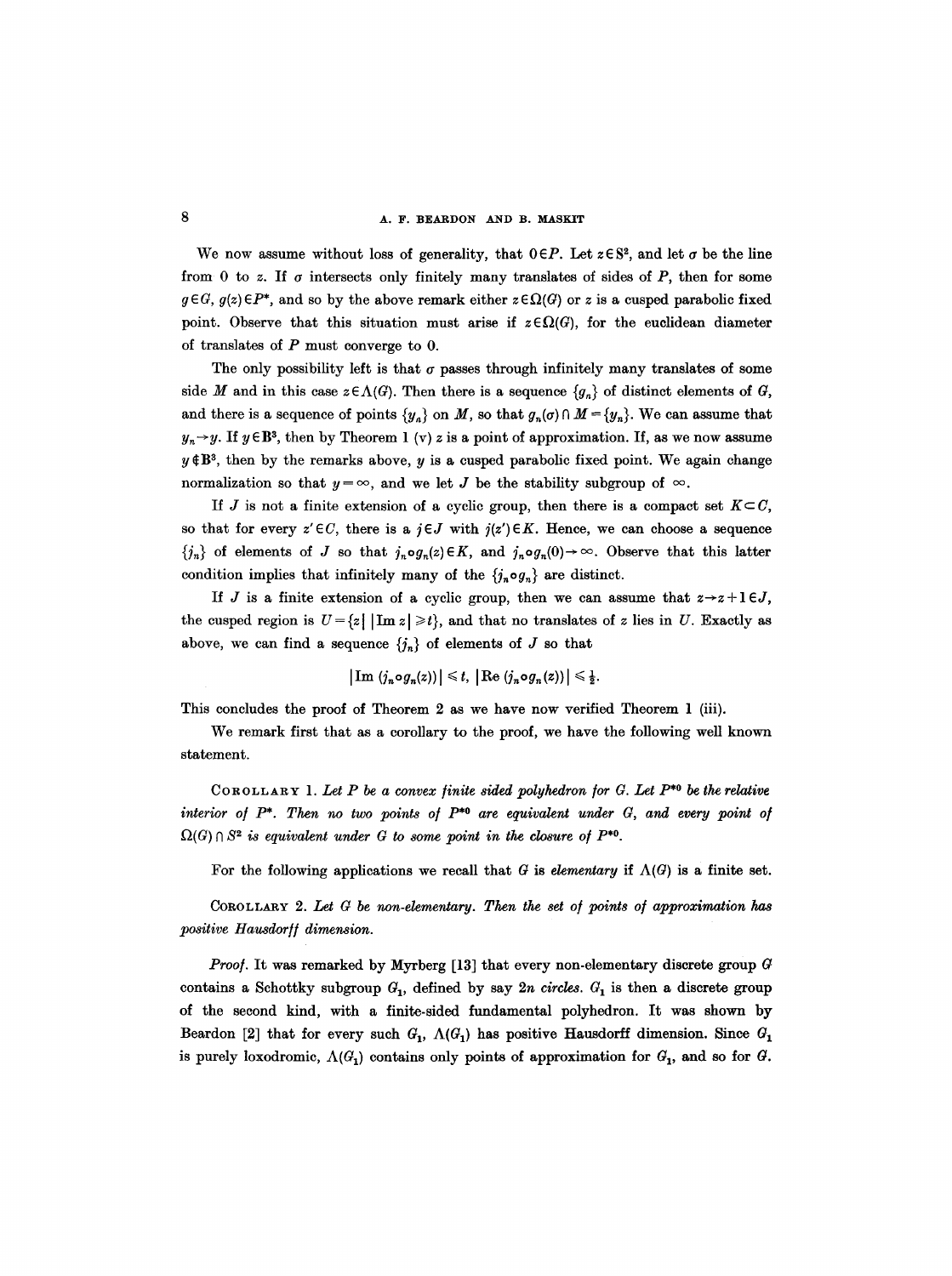We now assume without loss of generality, that $0 \in P$. Let $z \in S^2$, and let $\sigma$ be the line from 0 to $z$. If $\sigma$ intersects only finitely many translates of sides of $P$, then for some $g \in G$, $g(z) \in P^*$, and so by the above remark either $z \in \Omega(G)$ or $z$ is a cusped parabolic fixed point. Observe that this situation must arise if $z \in \Omega(G)$, for the euclidean diameter of translates of $P$ must converge to 0.

The only possibility left is that $\sigma$ passes through infinitely many translates of some side $M$ and in this case $z \in \Lambda(G)$. Then there is a sequence $\{g_n\}$ of distinct elements of $G$, and there is a sequence of points $\{y_n\}$ on $M$, so that $g_n(\sigma) \cap M = \{y_n\}$. We can assume that $y_n \to y$. If $y \in \mathbf{B}^3$, then by Theorem 1 (v) $z$ is a point of approximation. If, as we now assume $y \notin \mathbf{B}^3$, then by the remarks above, $y$ is a cusped parabolic fixed point. We again change normalization so that $y = \infty$, and we let $J$ be the stability subgroup of $\infty$.

If $J$ is not a finite extension of a cyclic group, then there is a compact set $K \subset C$, so that for every $z' \in C$, there is a $j \in J$ with $j(z') \in K$. Hence, we can choose a sequence $\{j_n\}$ of elements of $J$ so that $j_n \circ g_n(z) \in K$, and $j_n \circ g_n(0) \to \infty$. Observe that this latter condition implies that infinitely many of the $\{j_n \circ g_n\}$ are distinct.

If $J$ is a finite extension of a cyclic group, then we can assume that $z \to z+1 \in J$, the cusped region is $U = \{z \mid |\operatorname{Im} z| \geq t\}$, and that no translates of $z$ lies in $U$. Exactly as above, we can find a sequence $\{j_n\}$ of elements of $J$ so that

$$|\operatorname{Im}(j_n \circ g_n(z))| \leq t, \; |\operatorname{Re}(j_n \circ g_n(z))| \leq \tfrac{1}{2}.$$

This concludes the proof of Theorem 2 as we have now verified Theorem 1 (iii).

We remark first that as a corollary to the proof, we have the following well known statement.

COROLLARY 1. *Let $P$ be a convex finite sided polyhedron for $G$. Let $P^{*0}$ be the relative interior of $P^*$. Then no two points of $P^{*0}$ are equivalent under $G$, and every point of $\Omega(G) \cap S^2$ is equivalent under $G$ to some point in the closure of $P^{*0}$.*

For the following applications we recall that $G$ is *elementary* if $\Lambda(G)$ is a finite set.

COROLLARY 2. *Let $G$ be non-elementary. Then the set of points of approximation has positive Hausdorff dimension.*

*Proof.* It was remarked by Myrberg [13] that every non-elementary discrete group $G$ contains a Schottky subgroup $G_1$, defined by say $2n$ *circles*. $G_1$ is then a discrete group of the second kind, with a finite-sided fundamental polyhedron. It was shown by Beardon [2] that for every such $G_1$, $\Lambda(G_1)$ has positive Hausdorff dimension. Since $G_1$ is purely loxodromic, $\Lambda(G_1)$ contains only points of approximation for $G_1$, and so for $G$.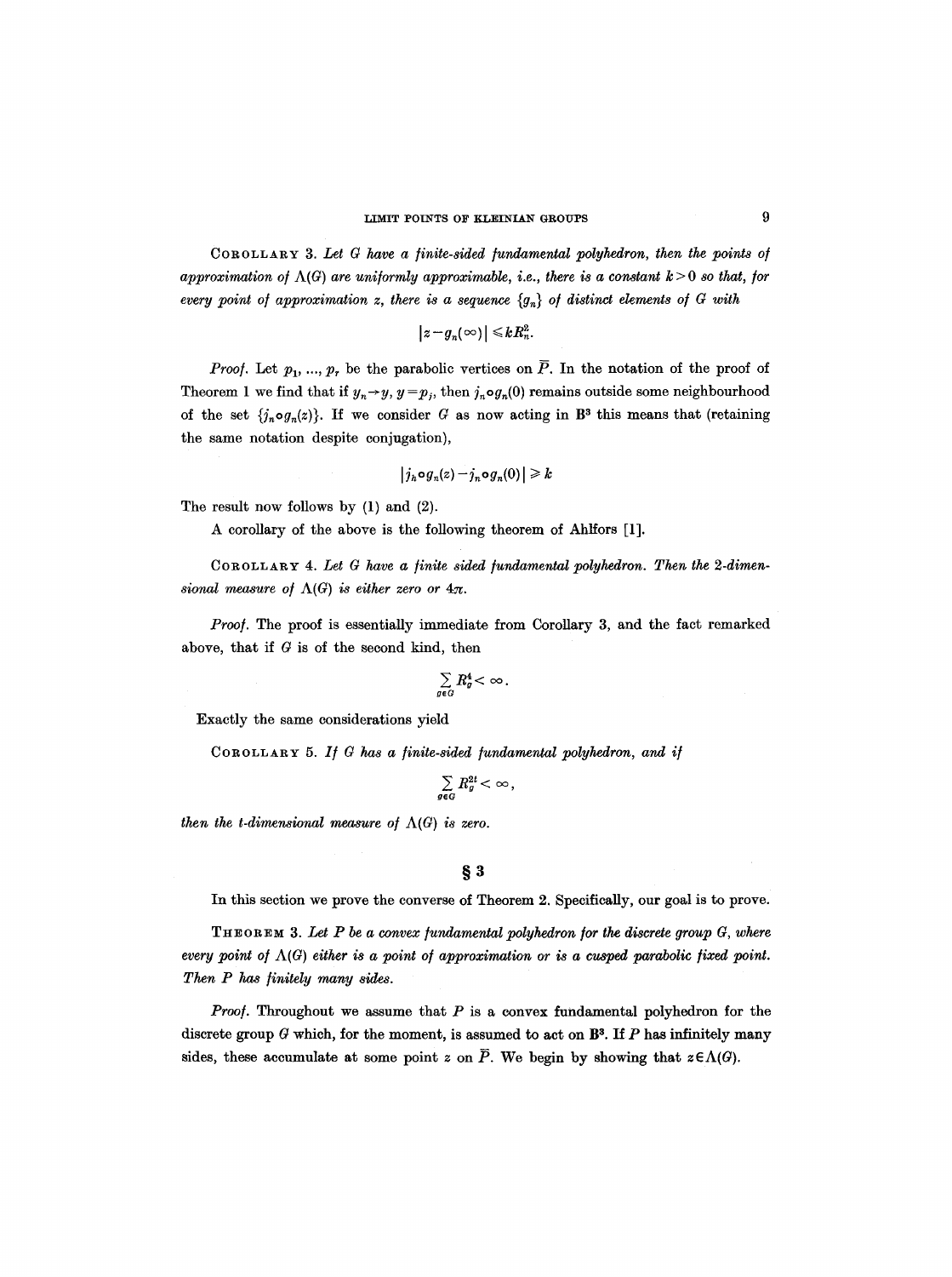COROLLARY 3. *Let $G$ have a finite-sided fundamental polyhedron, then the points of approximation of $\Lambda(G)$ are uniformly approximable, i.e., there is a constant $k>0$ so that, for every point of approximation $z$, there is a sequence $\{g_n\}$ of distinct elements of $G$ with*

$$|z-g_n(\infty)| \leqslant kR_n^2.$$

*Proof.* Let $p_1, ..., p_r$ be the parabolic vertices on $\bar{P}$. In the notation of the proof of Theorem 1 we find that if $y_n \to y$, $y=p_j$, then $j_n \circ g_n(0)$ remains outside some neighbourhood of the set $\{j_n \circ g_n(z)\}$. If we consider $G$ as now acting in $\mathbf{B}^3$ this means that (retaining the same notation despite conjugation),

$$|j_h \circ g_n(z) - j_n \circ g_n(0)| \geqslant k$$

The result now follows by (1) and (2).

A corollary of the above is the following theorem of Ahlfors [1].

COROLLARY 4. *Let $G$ have a finite sided fundamental polyhedron. Then the 2-dimensional measure of $\Lambda(G)$ is either zero or $4\pi$.*

*Proof.* The proof is essentially immediate from Corollary 3, and the fact remarked above, that if $G$ is of the second kind, then

$$\sum_{g \in G} R_g^4 < \infty.$$

Exactly the same considerations yield

COROLLARY 5. *If $G$ has a finite-sided fundamental polyhedron, and if*

$$\sum_{g \in G} R_g^{2t} < \infty,$$

*then the $t$-dimensional measure of $\Lambda(G)$ is zero.*

## § 3

In this section we prove the converse of Theorem 2. Specifically, our goal is to prove.

THEOREM 3. *Let $P$ be a convex fundamental polyhedron for the discrete group $G$, where every point of $\Lambda(G)$ either is a point of approximation or is a cusped parabolic fixed point. Then $P$ has finitely many sides.*

*Proof.* Throughout we assume that $P$ is a convex fundamental polyhedron for the discrete group $G$ which, for the moment, is assumed to act on $\mathbf{B}^3$. If $P$ has infinitely many sides, these accumulate at some point $z$ on $\bar{P}$. We begin by showing that $z \in \Lambda(G)$.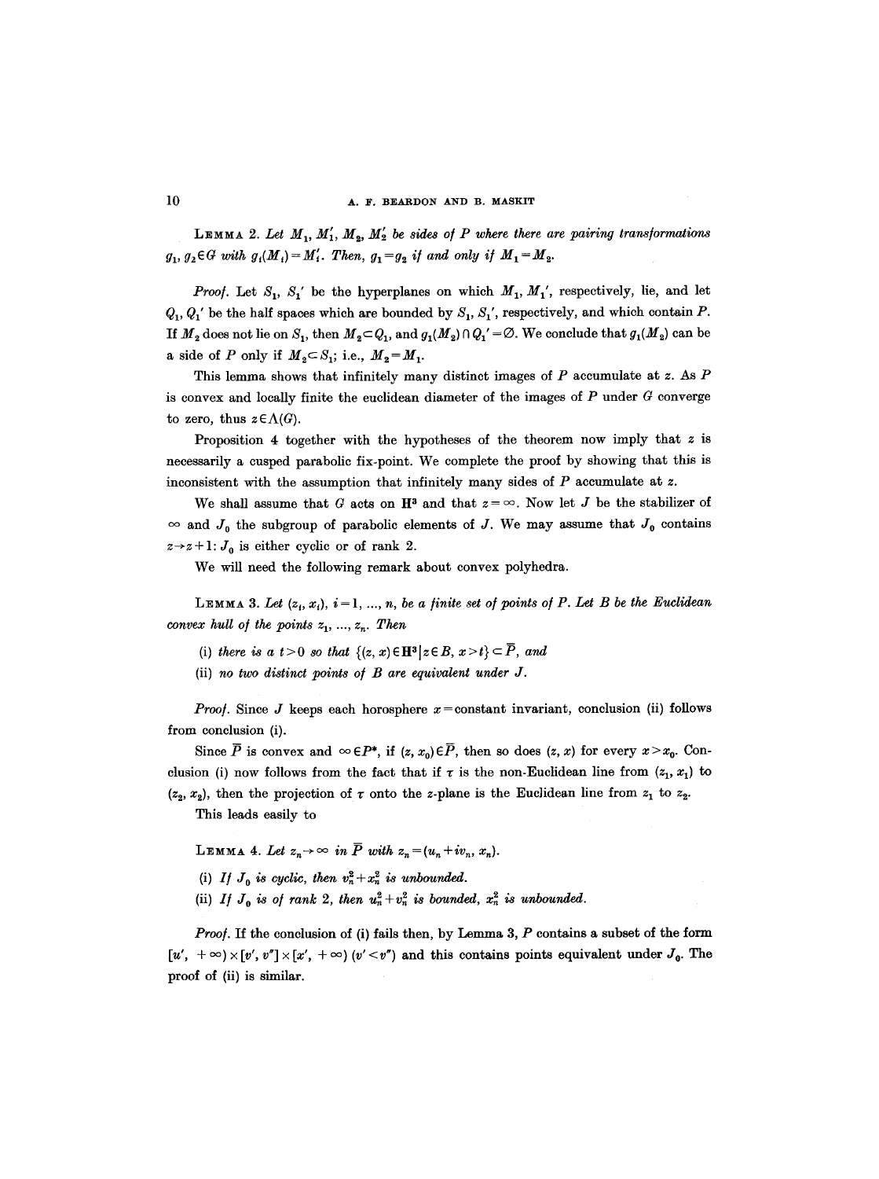**Lemma 2.** *Let $M_1$, $M_1'$, $M_2$, $M_2'$ be sides of $P$ where there are pairing transformations $g_1, g_2 \in G$ with $g_i(M_i) = M_i'$. Then, $g_1 = g_2$ if and only if $M_1 = M_2$.*

*Proof.* Let $S_1$, $S_1'$ be the hyperplanes on which $M_1$, $M_1'$, respectively, lie, and let $Q_1$, $Q_1'$ be the half spaces which are bounded by $S_1$, $S_1'$, respectively, and which contain $P$. If $M_2$ does not lie on $S_1$, then $M_2 \subset Q_1$, and $g_1(M_2) \cap Q_1' = \emptyset$. We conclude that $g_1(M_2)$ can be a side of $P$ only if $M_2 \subset S_1$; i.e., $M_2 = M_1$.

This lemma shows that infinitely many distinct images of $P$ accumulate at $z$. As $P$ is convex and locally finite the euclidean diameter of the images of $P$ under $G$ converge to zero, thus $z \in \Lambda(G)$.

Proposition 4 together with the hypotheses of the theorem now imply that $z$ is necessarily a cusped parabolic fix-point. We complete the proof by showing that this is inconsistent with the assumption that infinitely many sides of $P$ accumulate at $z$.

We shall assume that $G$ acts on $\mathbf{H}^3$ and that $z = \infty$. Now let $J$ be the stabilizer of $\infty$ and $J_0$ the subgroup of parabolic elements of $J$. We may assume that $J_0$ contains $z \to z+1$: $J_0$ is either cyclic or of rank 2.

We will need the following remark about convex polyhedra.

**Lemma 3.** *Let $(z_i, x_i)$, $i = 1, ..., n$, be a finite set of points of $P$. Let $B$ be the Euclidean convex hull of the points $z_1, ..., z_n$. Then*

(i) *there is a $t > 0$ so that $\{(z, x) \in \mathbf{H}^3 \mid z \in B, x > t\} \subset \overline{P}$, and*

(ii) *no two distinct points of $B$ are equivalent under $J$.*

*Proof.* Since $J$ keeps each horosphere $x = \text{constant}$ invariant, conclusion (ii) follows from conclusion (i).

Since $\overline{P}$ is convex and $\infty \in P^*$, if $(z, x_0) \in \overline{P}$, then so does $(z, x)$ for every $x > x_0$. Conclusion (i) now follows from the fact that if $\tau$ is the non-Euclidean line from $(z_1, x_1)$ to $(z_2, x_2)$, then the projection of $\tau$ onto the $z$-plane is the Euclidean line from $z_1$ to $z_2$.

This leads easily to

**Lemma 4.** *Let $z_n \to \infty$ in $\overline{P}$ with $z_n = (u_n + iv_n, x_n)$.*

(i) *If $J_0$ is cyclic, then $v_n^2 + x_n^2$ is unbounded.*

(ii) *If $J_0$ is of rank 2, then $u_n^2 + v_n^2$ is bounded, $x_n^2$ is unbounded.*

*Proof.* If the conclusion of (i) fails then, by Lemma 3, $P$ contains a subset of the form $[u', +\infty) \times [v', v''] \times [x', +\infty)$ $(v' < v'')$ and this contains points equivalent under $J_0$. The proof of (ii) is similar.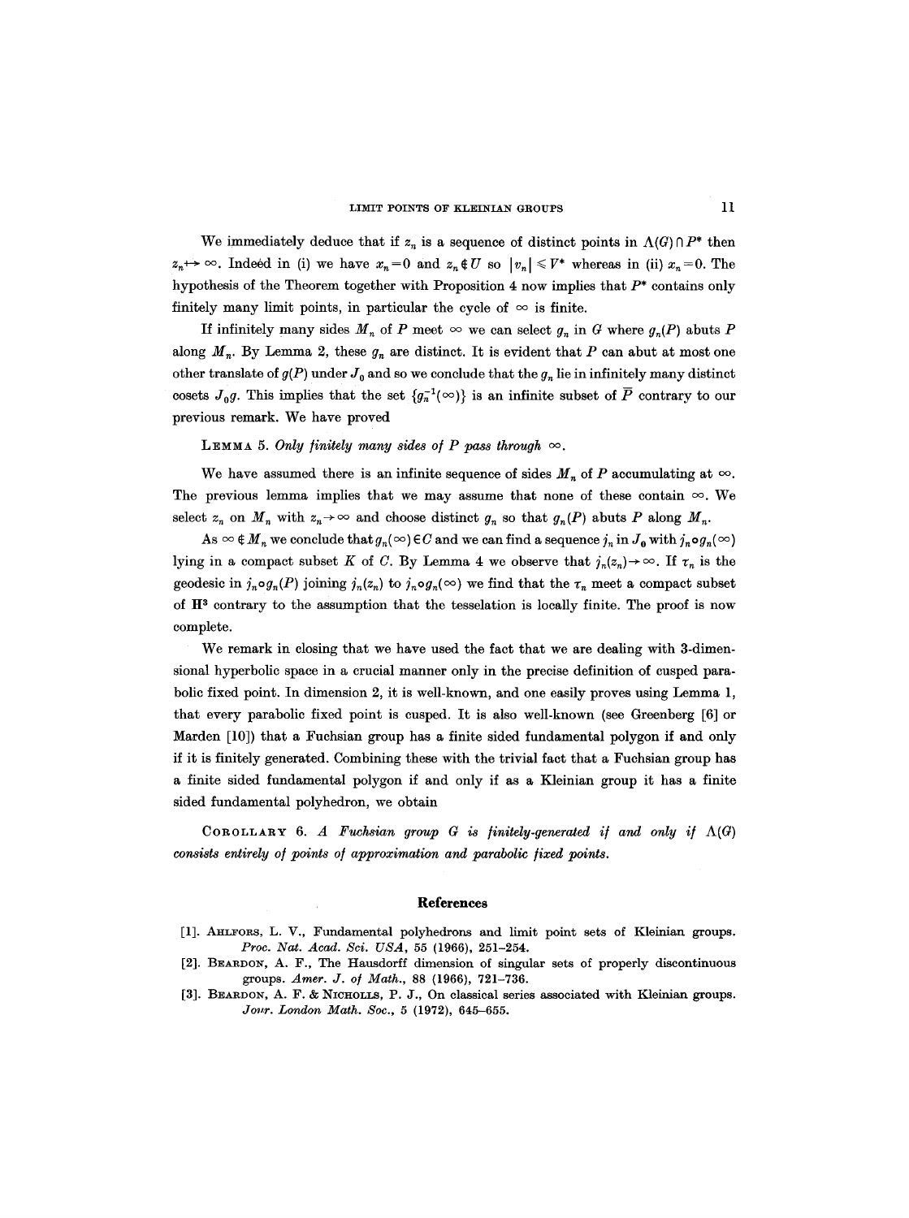We immediately deduce that if $z_n$ is a sequence of distinct points in $\Lambda(G) \cap P^*$ then $z_n \not\to \infty$. Indeed in (i) we have $x_n = 0$ and $z_n \notin U$ so $|v_n| \leqslant V^*$ whereas in (ii) $x_n = 0$. The hypothesis of the Theorem together with Proposition 4 now implies that $P^*$ contains only finitely many limit points, in particular the cycle of $\infty$ is finite.

If infinitely many sides $M_n$ of $P$ meet $\infty$ we can select $g_n$ in $G$ where $g_n(P)$ abuts $P$ along $M_n$. By Lemma 2, these $g_n$ are distinct. It is evident that $P$ can abut at most one other translate of $g(P)$ under $J_0$ and so we conclude that the $g_n$ lie in infinitely many distinct cosets $J_0 g$. This implies that the set $\{g_n^{-1}(\infty)\}$ is an infinite subset of $\bar{P}$ contrary to our previous remark. We have proved

LEMMA 5. *Only finitely many sides of $P$ pass through $\infty$.*

We have assumed there is an infinite sequence of sides $M_n$ of $P$ accumulating at $\infty$. The previous lemma implies that we may assume that none of these contain $\infty$. We select $z_n$ on $M_n$ with $z_n \to \infty$ and choose distinct $g_n$ so that $g_n(P)$ abuts $P$ along $M_n$.

As $\infty \notin M_n$ we conclude that $g_n(\infty) \in C$ and we can find a sequence $j_n$ in $J_0$ with $j_n \circ g_n(\infty)$ lying in a compact subset $K$ of $C$. By Lemma 4 we observe that $j_n(z_n) \to \infty$. If $\tau_n$ is the geodesic in $j_n \circ g_n(P)$ joining $j_n(z_n)$ to $j_n \circ g_n(\infty)$ we find that the $\tau_n$ meet a compact subset of $\mathbf{H}^3$ contrary to the assumption that the tesselation is locally finite. The proof is now complete.

We remark in closing that we have used the fact that we are dealing with 3-dimensional hyperbolic space in a crucial manner only in the precise definition of cusped parabolic fixed point. In dimension 2, it is well-known, and one easily proves using Lemma 1, that every parabolic fixed point is cusped. It is also well-known (see Greenberg [6] or Marden [10]) that a Fuchsian group has a finite sided fundamental polygon if and only if it is finitely generated. Combining these with the trivial fact that a Fuchsian group has a finite sided fundamental polygon if and only if as a Kleinian group it has a finite sided fundamental polyhedron, we obtain

COROLLARY 6. *A Fuchsian group $G$ is finitely-generated if and only if $\Lambda(G)$ consists entirely of points of approximation and parabolic fixed points.*

## References

[1]. AHLFORS, L. V., Fundamental polyhedrons and limit point sets of Kleinian groups. *Proc. Nat. Acad. Sci. USA*, 55 (1966), 251–254.

[2]. BEARDON, A. F., The Hausdorff dimension of singular sets of properly discontinuous groups. *Amer. J. of Math.*, 88 (1966), 721–736.

[3]. BEARDON, A. F. & NICHOLLS, P. J., On classical series associated with Kleinian groups. *Jour. London Math. Soc.*, 5 (1972), 645–655.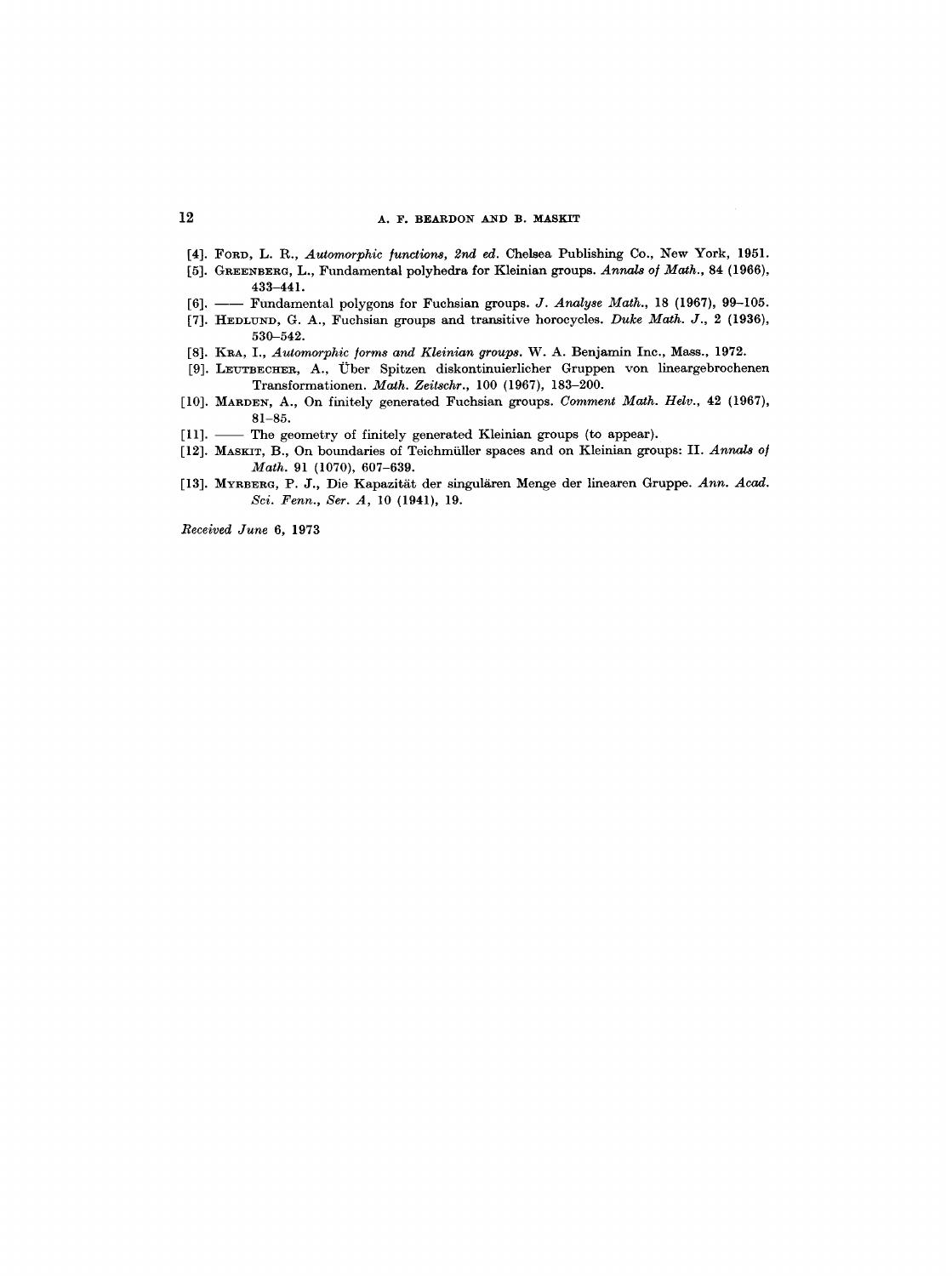[4]. Ford, L. R., *Automorphic functions, 2nd ed.* Chelsea Publishing Co., New York, 1951.

[5]. Greenberg, L., Fundamental polyhedra for Kleinian groups. *Annals of Math.*, 84 (1966), 433–441.

[6]. —— Fundamental polygons for Fuchsian groups. *J. Analyse Math.*, 18 (1967), 99–105.

[7]. Hedlund, G. A., Fuchsian groups and transitive horocycles. *Duke Math. J.*, 2 (1936), 530–542.

[8]. Kra, I., *Automorphic forms and Kleinian groups.* W. A. Benjamin Inc., Mass., 1972.

[9]. Leutbecher, A., Über Spitzen diskontinuierlicher Gruppen von lineargebrochenen Transformationen. *Math. Zeitschr.*, 100 (1967), 183–200.

[10]. Marden, A., On finitely generated Fuchsian groups. *Comment Math. Helv.*, 42 (1967), 81–85.

[11]. —— The geometry of finitely generated Kleinian groups (to appear).

[12]. Maskit, B., On boundaries of Teichmüller spaces and on Kleinian groups: II. *Annals of Math.* 91 (1070), 607–639.

[13]. Myrberg, P. J., Die Kapazität der singulären Menge der linearen Gruppe. *Ann. Acad. Sci. Fenn., Ser. A*, 10 (1941), 19.

*Received June* 6, 1973